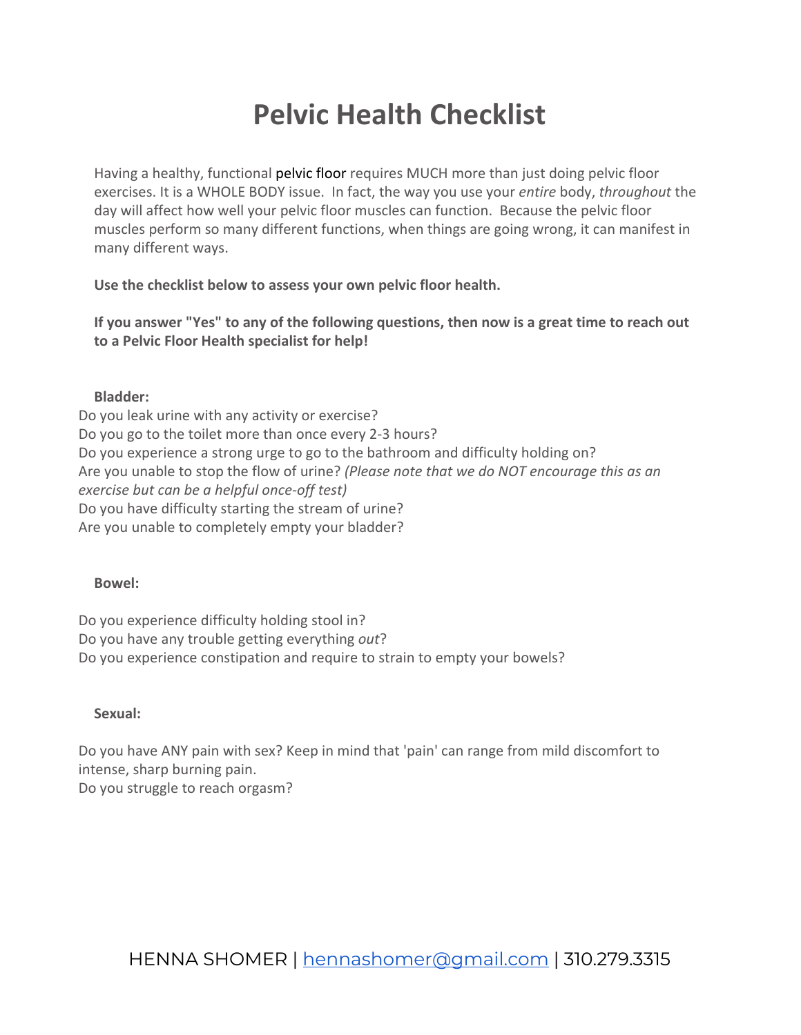# Pelvic Health Checklist

Having a healthy, functional pelvic floor requires MUCH more than just doing pelvic floor exercises. It is a WHOLE BODY issue. In fact, the way you use your *entire* body, *throughout* the day will affect how well your pelvic floor muscles can function. Because the pelvic floor muscles perform so many different functions, when things are going wrong, it can manifest in many different ways.

**Use the checklist below to assess your own pelvic floor health.**

**If you answer "Yes" to any of the following questions, then now is a great time to reach out to a Pelvic Floor Health specialist for help!**

**Bladder:**

Do you leak urine with any activity or exercise?
Do you go to the toilet more than once every 2-3 hours?
Do you experience a strong urge to go to the bathroom and difficulty holding on?
Are you unable to stop the flow of urine? *(Please note that we do NOT encourage this as an exercise but can be a helpful once-off test)*
Do you have difficulty starting the stream of urine?
Are you unable to completely empty your bladder?

**Bowel:**

Do you experience difficulty holding stool in?
Do you have any trouble getting everything *out*?
Do you experience constipation and require to strain to empty your bowels?

**Sexual:**

Do you have ANY pain with sex? Keep in mind that 'pain' can range from mild discomfort to intense, sharp burning pain.
Do you struggle to reach orgasm?

HENNA SHOMER | hennashomer@gmail.com | 310.279.3315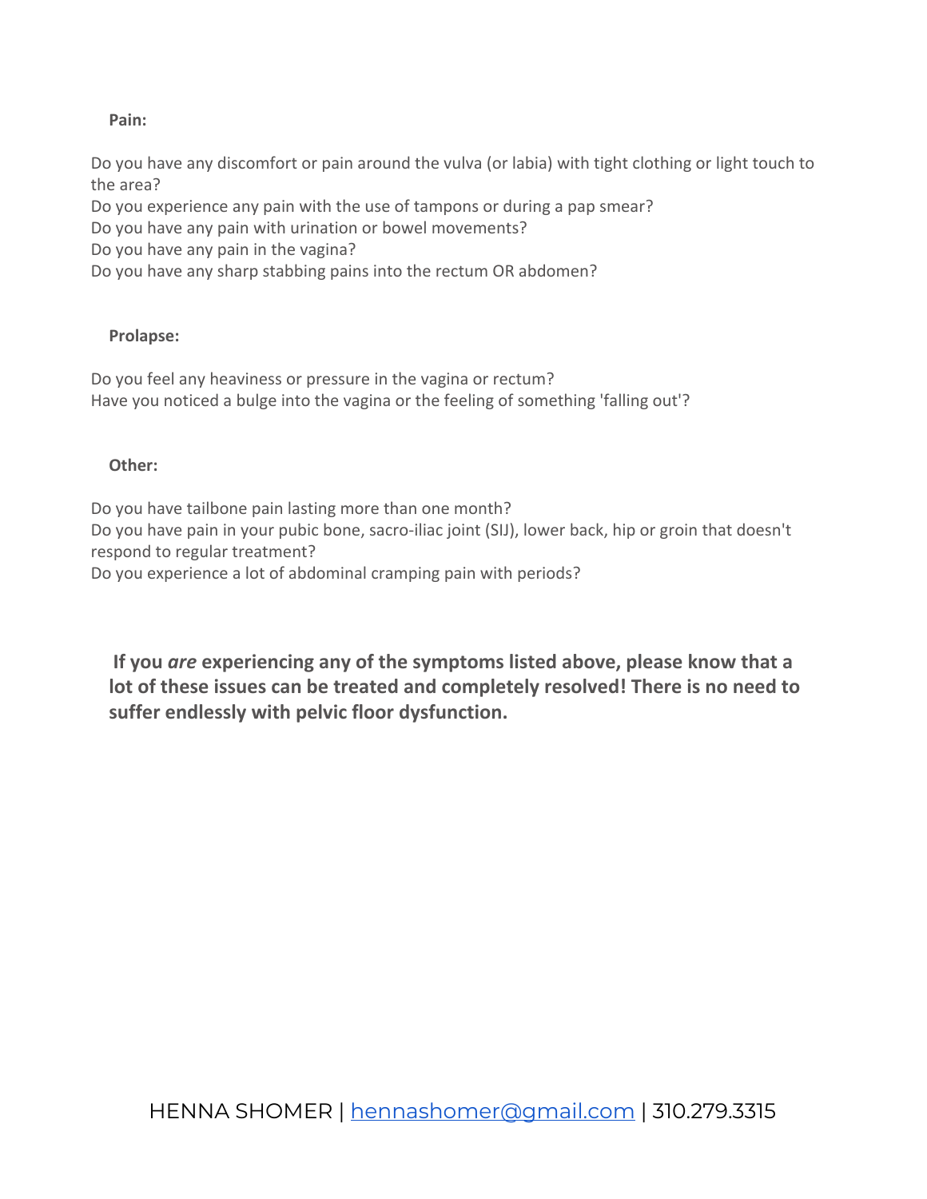**Pain:**

Do you have any discomfort or pain around the vulva (or labia) with tight clothing or light touch to the area?
Do you experience any pain with the use of tampons or during a pap smear?
Do you have any pain with urination or bowel movements?
Do you have any pain in the vagina?
Do you have any sharp stabbing pains into the rectum OR abdomen?

**Prolapse:**

Do you feel any heaviness or pressure in the vagina or rectum?
Have you noticed a bulge into the vagina or the feeling of something 'falling out'?

**Other:**

Do you have tailbone pain lasting more than one month?
Do you have pain in your pubic bone, sacro-iliac joint (SIJ), lower back, hip or groin that doesn't respond to regular treatment?
Do you experience a lot of abdominal cramping pain with periods?

**If you *are* experiencing any of the symptoms listed above, please know that a lot of these issues can be treated and completely resolved! There is no need to suffer endlessly with pelvic floor dysfunction.**